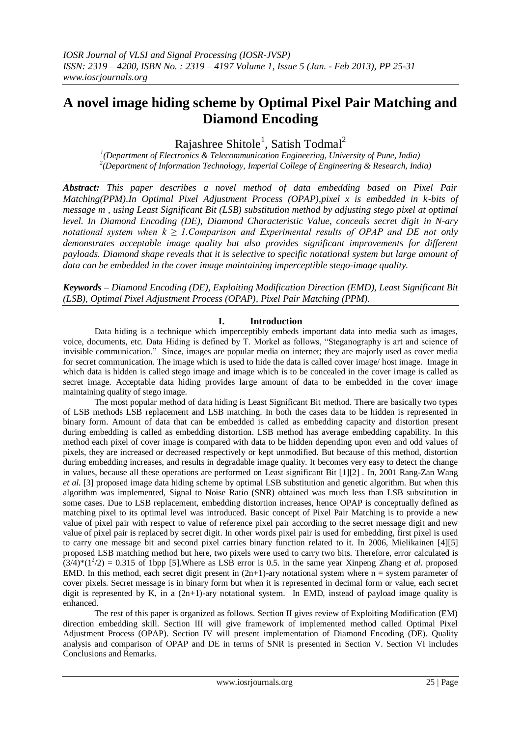# A novel image hiding scheme by Optimal Pixel Pair Matching and Diamond Encoding

Rajashree Shitole[1], Satish Todmal[2]

[1](Department of Electronics & Telecommunication Engineering, University of Pune, India)
[2](Department of Information Technology, Imperial College of Engineering & Research, India)

***Abstract:*** *This paper describes a novel method of data embedding based on Pixel Pair Matching(PPM).In Optimal Pixel Adjustment Process (OPAP),pixel x is embedded in k-bits of message m , using Least Significant Bit (LSB) substitution method by adjusting stego pixel at optimal level. In Diamond Encoding (DE), Diamond Characteristic Value, conceals secret digit in N-ary notational system when $k \geq 1$.Comparison and Experimental results of OPAP and DE not only demonstrates acceptable image quality but also provides significant improvements for different payloads. Diamond shape reveals that it is selective to specific notational system but large amount of data can be embedded in the cover image maintaining imperceptible stego-image quality.*

***Keywords –*** *Diamond Encoding (DE), Exploiting Modification Direction (EMD), Least Significant Bit (LSB), Optimal Pixel Adjustment Process (OPAP), Pixel Pair Matching (PPM).*

## I. Introduction

Data hiding is a technique which imperceptibly embeds important data into media such as images, voice, documents, etc. Data Hiding is defined by T. Morkel as follows, "Steganography is art and science of invisible communication." Since, images are popular media on internet; they are majorly used as cover media for secret communication. The image which is used to hide the data is called cover image/ host image. Image in which data is hidden is called stego image and image which is to be concealed in the cover image is called as secret image. Acceptable data hiding provides large amount of data to be embedded in the cover image maintaining quality of stego image.

The most popular method of data hiding is Least Significant Bit method. There are basically two types of LSB methods LSB replacement and LSB matching. In both the cases data to be hidden is represented in binary form. Amount of data that can be embedded is called as embedding capacity and distortion present during embedding is called as embedding distortion. LSB method has average embedding capability. In this method each pixel of cover image is compared with data to be hidden depending upon even and odd values of pixels, they are increased or decreased respectively or kept unmodified. But because of this method, distortion during embedding increases, and results in degradable image quality. It becomes very easy to detect the change in values, because all these operations are performed on Least significant Bit [1][2] . In, 2001 Rang-Zan Wang *et al.* [3] proposed image data hiding scheme by optimal LSB substitution and genetic algorithm. But when this algorithm was implemented, Signal to Noise Ratio (SNR) obtained was much less than LSB substitution in some cases. Due to LSB replacement, embedding distortion increases, hence OPAP is conceptually defined as matching pixel to its optimal level was introduced. Basic concept of Pixel Pair Matching is to provide a new value of pixel pair with respect to value of reference pixel pair according to the secret message digit and new value of pixel pair is replaced by secret digit. In other words pixel pair is used for embedding, first pixel is used to carry one message bit and second pixel carries binary function related to it. In 2006, Mielikainen [4][5] proposed LSB matching method but here, two pixels were used to carry two bits. Therefore, error calculated is $(3/4)*(1^2/2) = 0.315$ of 1bpp [5].Where as LSB error is 0.5. in the same year Xinpeng Zhang *et al.* proposed EMD. In this method, each secret digit present in $(2n+1)$-ary notational system where n = system parameter of cover pixels. Secret message is in binary form but when it is represented in decimal form or value, each secret digit is represented by K, in a $(2n+1)$-ary notational system. In EMD, instead of payload image quality is enhanced.

The rest of this paper is organized as follows. Section II gives review of Exploiting Modification (EM) direction embedding skill. Section III will give framework of implemented method called Optimal Pixel Adjustment Process (OPAP). Section IV will present implementation of Diamond Encoding (DE). Quality analysis and comparison of OPAP and DE in terms of SNR is presented in Section V. Section VI includes Conclusions and Remarks.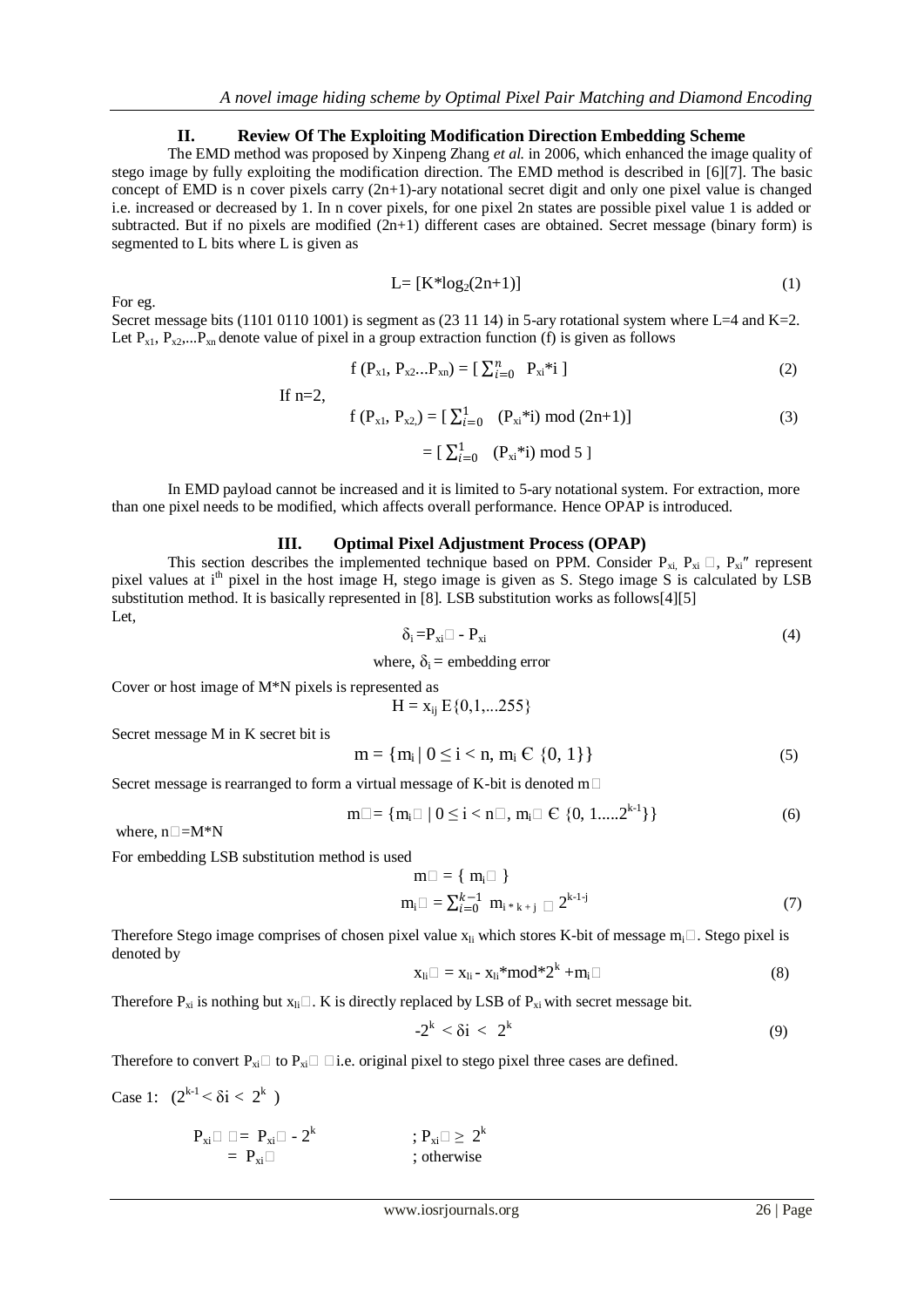## II. Review Of The Exploiting Modification Direction Embedding Scheme

The EMD method was proposed by Xinpeng Zhang *et al.* in 2006, which enhanced the image quality of stego image by fully exploiting the modification direction. The EMD method is described in [6][7]. The basic concept of EMD is n cover pixels carry (2n+1)-ary notational secret digit and only one pixel value is changed i.e. increased or decreased by 1. In n cover pixels, for one pixel 2n states are possible pixel value 1 is added or subtracted. But if no pixels are modified (2n+1) different cases are obtained. Secret message (binary form) is segmented to L bits where L is given as

$$L= [K*\log_2(2n+1)] \tag{1}$$

For eg.

Secret message bits (1101 0110 1001) is segment as (23 11 14) in 5-ary rotational system where L=4 and K=2. Let $P_{x1}, P_{x2},...P_{xn}$ denote value of pixel in a group extraction function (f) is given as follows

$$f (P_{x1}, P_{x2}...P_{xn}) = [ \textstyle\sum_{i=0}^{n} \; P_{xi}*i ] \tag{2}$$

If n=2,

$$f (P_{x1}, P_{x2}) = [ \textstyle\sum_{i=0}^{1} \; (P_{xi}*i) \bmod (2n+1)] \tag{3}$$

$$= [ \textstyle\sum_{i=0}^{1} \; (P_{xi}*i) \bmod 5 ]$$

In EMD payload cannot be increased and it is limited to 5-ary notational system. For extraction, more than one pixel needs to be modified, which affects overall performance. Hence OPAP is introduced.

## III. Optimal Pixel Adjustment Process (OPAP)

This section describes the implemented technique based on PPM. Consider $P_{xi}$, $P_{xi}'$, $P_{xi}''$ represent pixel values at i[th] pixel in the host image H, stego image is given as S. Stego image S is calculated by LSB substitution method. It is basically represented in [8]. LSB substitution works as follows[4][5]

Let,

$$\delta_i = P_{xi}' - P_{xi} \tag{4}$$

where, $\delta_i$ = embedding error

Cover or host image of M*N pixels is represented as

$$H = x_{ij} \, E\{0,1,...255\}$$

Secret message M in K secret bit is

$$m = \{m_i \mid 0 \le i < n, m_i \in \{0, 1\}\} \tag{5}$$

Secret message is rearranged to form a virtual message of K-bit is denoted $m'$

$$m' = \{m_i' \mid 0 \le i < n', m_i' \in \{0, 1.....2^{k-1}\}\} \tag{6}$$

where, $n'$=M*N

For embedding LSB substitution method is used

$$m' = \{ m_i' \}$$

$$m_i' = \textstyle\sum_{i=0}^{k-1} \; m_{i*k+j} \; 2^{k-1-j} \tag{7}$$

Therefore Stego image comprises of chosen pixel value $x_{li}$ which stores K-bit of message $m_i'$. Stego pixel is denoted by

$$x_{li}' = x_{li} - x_{li}*\text{mod}*2^k + m_i' \tag{8}$$

Therefore $P_{xi}$ is nothing but $x_{li}'$. K is directly replaced by LSB of $P_{xi}$ with secret message bit.

$$-2^k < \delta i < 2^k \tag{9}$$

Therefore to convert $P_{xi}'$ to $P_{xi}''$ i.e. original pixel to stego pixel three cases are defined.

Case 1: $(2^{k-1} < \delta i < 2^k)$

$$P_{xi}'' = P_{xi}' - 2^k \qquad ; P_{xi}' \ge 2^k$$

$$= P_{xi}' \qquad ; \text{otherwise}$$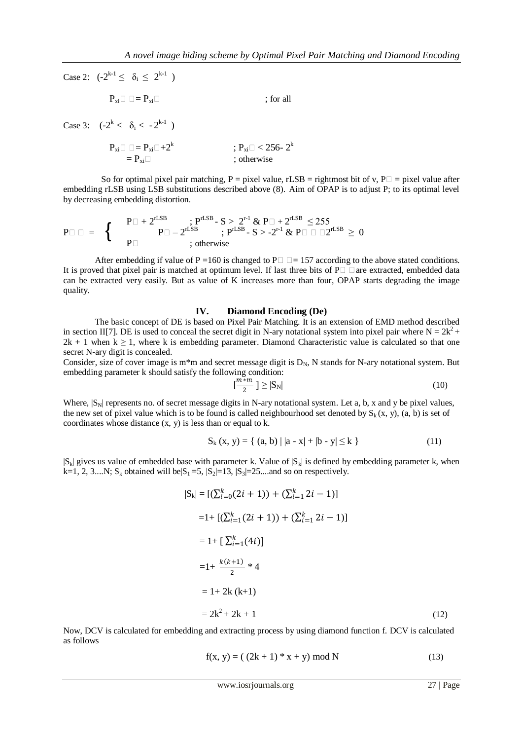Case 2: $(-2^{k-1} \leq \delta_i \leq 2^{k-1})$

$$P_{xi}'' = P_{xi}' \qquad ; \text{for all}$$

Case 3: $(-2^k < \delta_i < -2^{k-1})$

$$P_{xi}'' = P_{xi}' + 2^k \qquad ; P_{xi}' < 256 - 2^k$$
$$= P_{xi}' \qquad ; \text{otherwise}$$

So for optimal pixel pair matching, P = pixel value, rLSB = rightmost bit of v, P' = pixel value after embedding rLSB using LSB substitutions described above (8). Aim of OPAP is to adjust P; to its optimal level by decreasing embedding distortion.

$$P'' = \begin{cases} P' + 2^{rLSB} & ; P^{rLSB} - S > 2^{r-1} \ \& \ P' + 2^{rLSB} \leq 255 \\ P' - 2^{rLSB} & ; P^{rLSB} - S > -2^{r-1} \ \& \ P'' - 2^{rLSB} \geq 0 \\ P' & ; \text{otherwise} \end{cases}$$

After embedding if value of P =160 is changed to P'' = 157 according to the above stated conditions. It is proved that pixel pair is matched at optimum level. If last three bits of P'' are extracted, embedded data can be extracted very easily. But as value of K increases more than four, OPAP starts degrading the image quality.

## IV. Diamond Encoding (De)

The basic concept of DE is based on Pixel Pair Matching. It is an extension of EMD method described in section II[7]. DE is used to conceal the secret digit in N-ary notational system into pixel pair where $N = 2k^2 + 2k + 1$ when $k \geq 1$, where k is embedding parameter. Diamond Characteristic value is calculated so that one secret N-ary digit is concealed.

Consider, size of cover image is m*m and secret message digit is $D_N$, N stands for N-ary notational system. But embedding parameter k should satisfy the following condition:

$$\left[\frac{m*m}{2}\right] \geq |S_N| \tag{10}$$

Where, $|S_N|$ represents no. of secret message digits in N-ary notational system. Let a, b, x and y be pixel values, the new set of pixel value which is to be found is called neighbourhood set denoted by $S_k(x, y)$, (a, b) is set of coordinates whose distance (x, y) is less than or equal to k.

$$S_k(x, y) = \{ (a, b) \mid |a - x| + |b - y| \leq k \} \tag{11}$$

$|S_k|$ gives us value of embedded base with parameter k. Value of $|S_k|$ is defined by embedding parameter k, when k=1, 2, 3....N; $S_k$ obtained will be $|S_1|=5$, $|S_2|=13$, $|S_3|=25$....and so on respectively.

$$\begin{aligned} |S_k| &= [(\textstyle\sum_{i=0}^{k}(2i+1)) + (\sum_{i=1}^{k} 2i - 1)] \\ &= 1 + [(\textstyle\sum_{i=1}^{k}(2i+1)) + (\sum_{i=1}^{k} 2i - 1)] \\ &= 1 + [\textstyle\sum_{i=1}^{k}(4i)] \\ &= 1 + \frac{k(k+1)}{2} * 4 \\ &= 1 + 2k(k+1) \\ &= 2k^2 + 2k + 1 \end{aligned} \tag{12}$$

Now, DCV is calculated for embedding and extracting process by using diamond function f. DCV is calculated as follows

$$f(x, y) = ((2k + 1) * x + y) \bmod N \tag{13}$$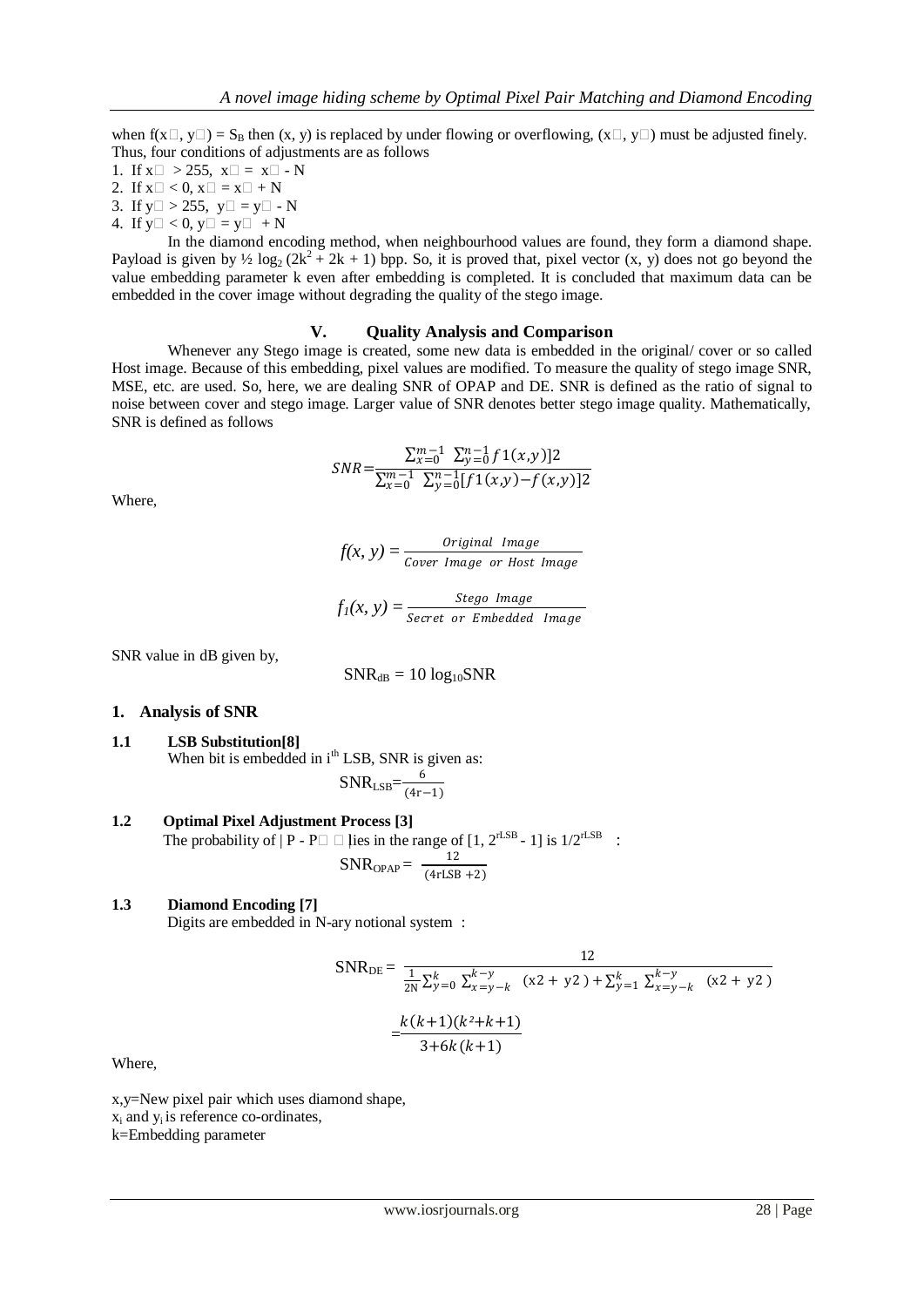when f(x□, y□) = $S_B$ then (x, y) is replaced by under flowing or overflowing, (x□, y□) must be adjusted finely. Thus, four conditions of adjustments are as follows

1. If x□ > 255, x□ = x□ - N
2. If x□ < 0, x□ = x□ + N
3. If y□ > 255, y□ = y□ - N
4. If y□ < 0, y□ = y□ + N

In the diamond encoding method, when neighbourhood values are found, they form a diamond shape. Payload is given by $\frac{1}{2} \log_2 (2k^2 + 2k + 1)$ bpp. So, it is proved that, pixel vector (x, y) does not go beyond the value embedding parameter k even after embedding is completed. It is concluded that maximum data can be embedded in the cover image without degrading the quality of the stego image.

## V. Quality Analysis and Comparison

Whenever any Stego image is created, some new data is embedded in the original/ cover or so called Host image. Because of this embedding, pixel values are modified. To measure the quality of stego image SNR, MSE, etc. are used. So, here, we are dealing SNR of OPAP and DE. SNR is defined as the ratio of signal to noise between cover and stego image. Larger value of SNR denotes better stego image quality. Mathematically, SNR is defined as follows

$$SNR = \frac{\sum_{x=0}^{m-1} \sum_{y=0}^{n-1} f1(x,y)]2}{\sum_{x=0}^{m-1} \sum_{y=0}^{n-1} [f1(x,y) - f(x,y)]2}$$

Where,

$$f(x, y) = \frac{Original\ \ Image}{Cover\ Image\ or\ Host\ Image}$$

$$f_1(x, y) = \frac{Stego\ \ Image}{Secret\ \ or\ \ Embedded\ \ Image}$$

SNR value in dB given by,

$$SNR_{dB} = 10 \log_{10} SNR$$

### 1. Analysis of SNR

**1.1 LSB Substitution[8]**

When bit is embedded in $i^{th}$ LSB, SNR is given as:

$$SNR_{LSB} = \frac{6}{(4r-1)}$$

**1.2 Optimal Pixel Adjustment Process [3]**

The probability of | P - P□ □ |lies in the range of [1, $2^{rLSB}$ - 1] is $1/2^{rLSB}$ :

$$SNR_{OPAP} = \frac{12}{(4rLSB + 2)}$$

**1.3 Diamond Encoding [7]**

Digits are embedded in N-ary notional system :

$$SNR_{DE} = \frac{12}{\frac{1}{2N}\sum_{y=0}^{k}\sum_{x=y-k}^{k-y} (x2 + y2) + \sum_{y=1}^{k}\sum_{x=y-k}^{k-y} (x2 + y2)}$$

$$= \frac{k(k+1)(k^2+k+1)}{3+6k(k+1)}$$

Where,

x,y=New pixel pair which uses diamond shape,
$x_i$ and $y_i$ is reference co-ordinates,
k=Embedding parameter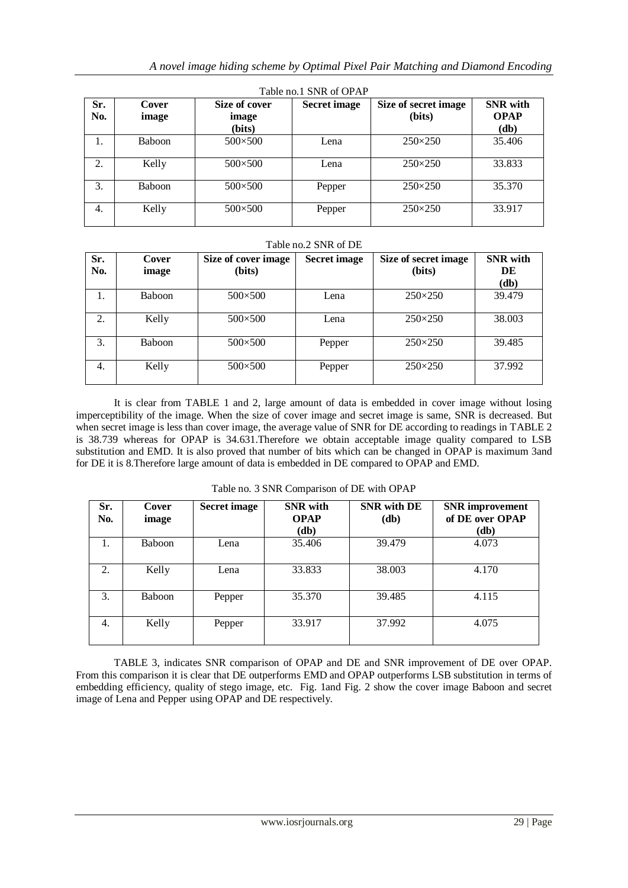Table no.1 SNR of OPAP

| Sr. No. | Cover image | Size of cover image (bits) | Secret image | Size of secret image (bits) | SNR with OPAP (db) |
|---|---|---|---|---|---|
| 1. | Baboon | 500×500 | Lena | 250×250 | 35.406 |
| 2. | Kelly | 500×500 | Lena | 250×250 | 33.833 |
| 3. | Baboon | 500×500 | Pepper | 250×250 | 35.370 |
| 4. | Kelly | 500×500 | Pepper | 250×250 | 33.917 |

Table no.2 SNR of DE

| Sr. No. | Cover image | Size of cover image (bits) | Secret image | Size of secret image (bits) | SNR with DE (db) |
|---|---|---|---|---|---|
| 1. | Baboon | 500×500 | Lena | 250×250 | 39.479 |
| 2. | Kelly | 500×500 | Lena | 250×250 | 38.003 |
| 3. | Baboon | 500×500 | Pepper | 250×250 | 39.485 |
| 4. | Kelly | 500×500 | Pepper | 250×250 | 37.992 |

It is clear from TABLE 1 and 2, large amount of data is embedded in cover image without losing imperceptibility of the image. When the size of cover image and secret image is same, SNR is decreased. But when secret image is less than cover image, the average value of SNR for DE according to readings in TABLE 2 is 38.739 whereas for OPAP is 34.631.Therefore we obtain acceptable image quality compared to LSB substitution and EMD. It is also proved that number of bits which can be changed in OPAP is maximum 3and for DE it is 8.Therefore large amount of data is embedded in DE compared to OPAP and EMD.

Table no. 3 SNR Comparison of DE with OPAP

| Sr. No. | Cover image | Secret image | SNR with OPAP (db) | SNR with DE (db) | SNR improvement of DE over OPAP (db) |
|---|---|---|---|---|---|
| 1. | Baboon | Lena | 35.406 | 39.479 | 4.073 |
| 2. | Kelly | Lena | 33.833 | 38.003 | 4.170 |
| 3. | Baboon | Pepper | 35.370 | 39.485 | 4.115 |
| 4. | Kelly | Pepper | 33.917 | 37.992 | 4.075 |

TABLE 3, indicates SNR comparison of OPAP and DE and SNR improvement of DE over OPAP. From this comparison it is clear that DE outperforms EMD and OPAP outperforms LSB substitution in terms of embedding efficiency, quality of stego image, etc. Fig. 1and Fig. 2 show the cover image Baboon and secret image of Lena and Pepper using OPAP and DE respectively.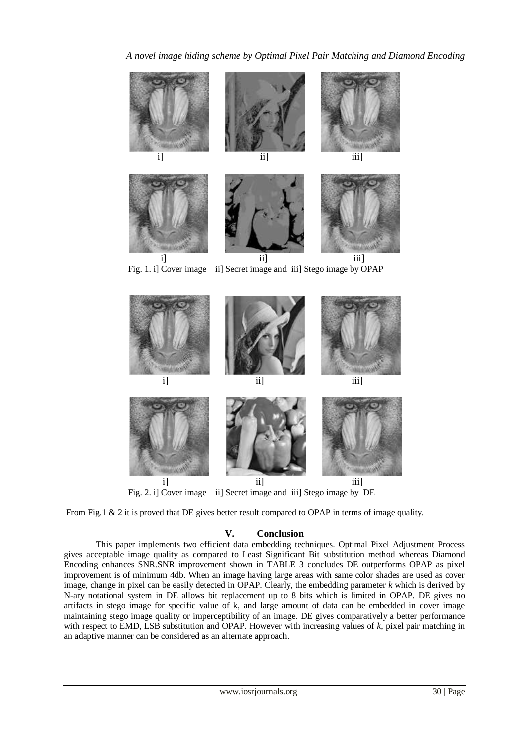i] ii] iii]

i] ii] iii]

Fig. 1. i] Cover image ii] Secret image and iii] Stego image by OPAP

i] ii] iii]

i] ii] iii]

Fig. 2. i] Cover image ii] Secret image and iii] Stego image by DE

From Fig.1 & 2 it is proved that DE gives better result compared to OPAP in terms of image quality.

## V. Conclusion

This paper implements two efficient data embedding techniques. Optimal Pixel Adjustment Process gives acceptable image quality as compared to Least Significant Bit substitution method whereas Diamond Encoding enhances SNR.SNR improvement shown in TABLE 3 concludes DE outperforms OPAP as pixel improvement is of minimum 4db. When an image having large areas with same color shades are used as cover image, change in pixel can be easily detected in OPAP. Clearly, the embedding parameter *k* which is derived by N-ary notational system in DE allows bit replacement up to 8 bits which is limited in OPAP. DE gives no artifacts in stego image for specific value of k, and large amount of data can be embedded in cover image maintaining stego image quality or imperceptibility of an image. DE gives comparatively a better performance with respect to EMD, LSB substitution and OPAP. However with increasing values of *k*, pixel pair matching in an adaptive manner can be considered as an alternate approach.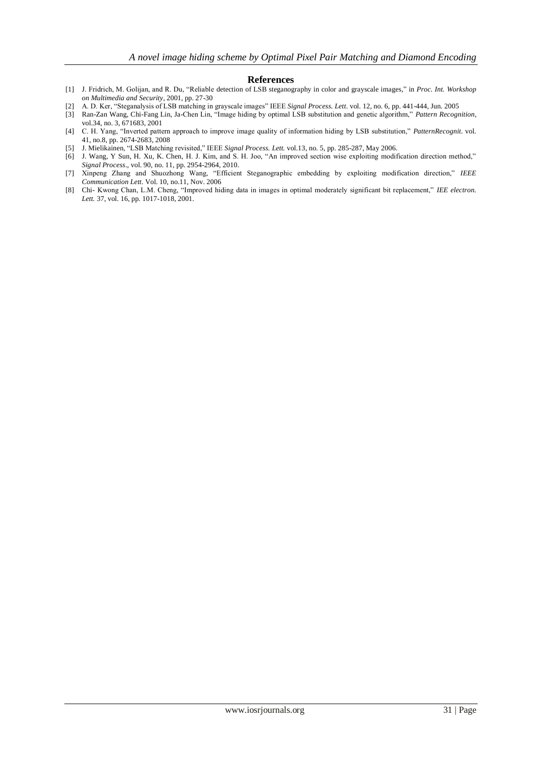## References

[1] J. Fridrich, M. Golijan, and R. Du, "Reliable detection of LSB steganography in color and grayscale images," in *Proc. Int. Workshop on Multimedia and Security*, 2001, pp. 27-30

[2] A. D. Ker, "Steganalysis of LSB matching in grayscale images" IEEE *Signal Process. Lett*. vol. 12, no. 6, pp. 441-444, Jun. 2005

[3] Ran-Zan Wang, Chi-Fang Lin, Ja-Chen Lin, "Image hiding by optimal LSB substitution and genetic algorithm," *Pattern Recognition*, vol.34, no. 3, 671683, 2001

[4] C. H. Yang, "Inverted pattern approach to improve image quality of information hiding by LSB substitution," *PatternRecognit*. vol. 41, no.8, pp. 2674-2683, 2008

[5] J. Mielikainen, "LSB Matching revisited," IEEE *Signal Process. Lett.* vol.13, no. 5, pp. 285-287, May 2006.

[6] J. Wang, Y Sun, H. Xu, K. Chen, H. J. Kim, and S. H. Joo, "An improved section wise exploiting modification direction method," *Signal Process*., vol. 90, no. 11, pp. 2954-2964, 2010.

[7] Xinpeng Zhang and Shuozhong Wang, "Efficient Steganographic embedding by exploiting modification direction," *IEEE Communication Lett*. Vol. 10, no.11, Nov. 2006

[8] Chi- Kwong Chan, L.M. Cheng, "Improved hiding data in images in optimal moderately significant bit replacement," *IEE electron. Lett.* 37, vol. 16, pp. 1017-1018, 2001.